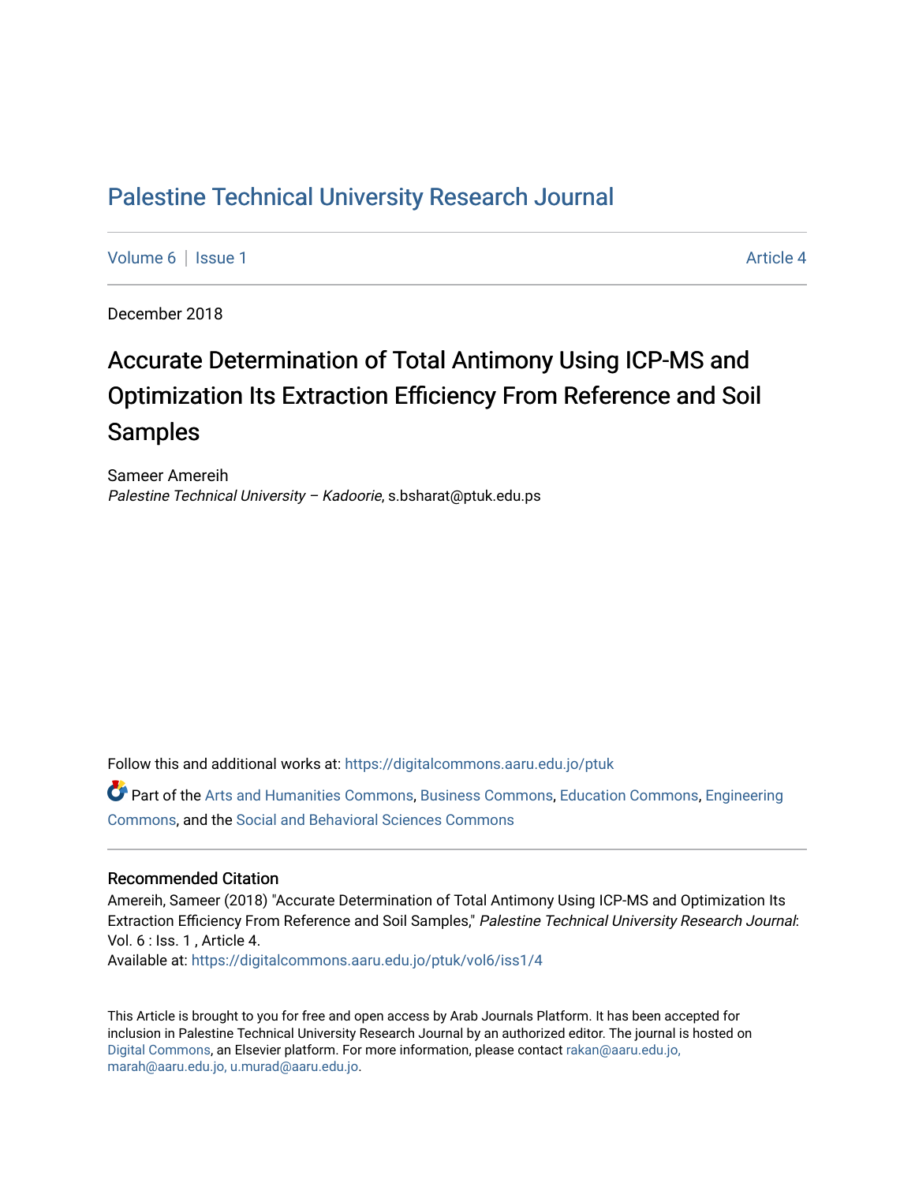# Palestine Technical University Research Journal

Volume 6 | Issue 1 Article 4

December 2018

## Accurate Determination of Total Antimony Using ICP-MS and Optimization Its Extraction Efficiency From Reference and Soil Samples

Sameer Amereih
*Palestine Technical University – Kadoorie*, s.bsharat@ptuk.edu.ps

Follow this and additional works at: https://digitalcommons.aaru.edu.jo/ptuk

Part of the Arts and Humanities Commons, Business Commons, Education Commons, Engineering Commons, and the Social and Behavioral Sciences Commons

### Recommended Citation

Amereih, Sameer (2018) "Accurate Determination of Total Antimony Using ICP-MS and Optimization Its Extraction Efficiency From Reference and Soil Samples," *Palestine Technical University Research Journal*: Vol. 6 : Iss. 1 , Article 4.
Available at: https://digitalcommons.aaru.edu.jo/ptuk/vol6/iss1/4

This Article is brought to you for free and open access by Arab Journals Platform. It has been accepted for inclusion in Palestine Technical University Research Journal by an authorized editor. The journal is hosted on Digital Commons, an Elsevier platform. For more information, please contact rakan@aaru.edu.jo, marah@aaru.edu.jo, u.murad@aaru.edu.jo.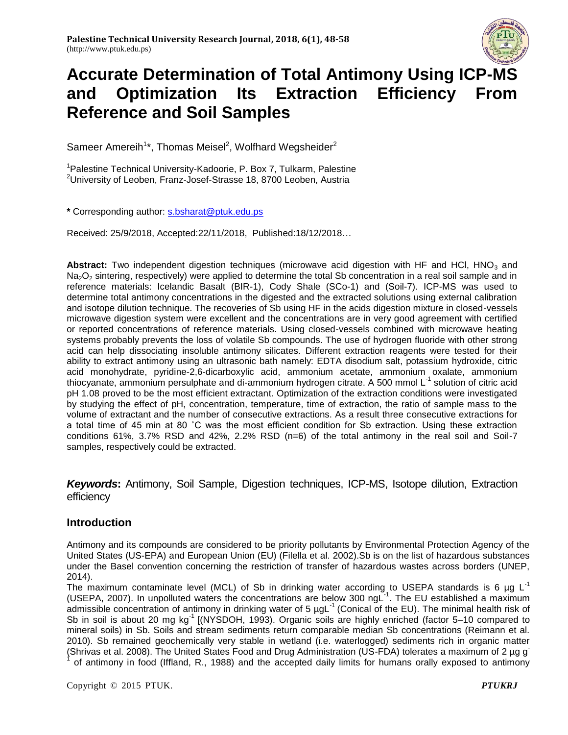# Accurate Determination of Total Antimony Using ICP-MS and Optimization Its Extraction Efficiency From Reference and Soil Samples

Sameer Amereih[1]*, Thomas Meisel[2], Wolfhard Wegsheider[2]

[1]Palestine Technical University-Kadoorie, P. Box 7, Tulkarm, Palestine
[2]University of Leoben, Franz-Josef-Strasse 18, 8700 Leoben, Austria

**\*** Corresponding author: s.bsharat@ptuk.edu.ps

Received: 25/9/2018, Accepted:22/11/2018, Published:18/12/2018…

**Abstract:** Two independent digestion techniques (microwave acid digestion with HF and HCl, $HNO_3$ and $Na_2O_2$ sintering, respectively) were applied to determine the total Sb concentration in a real soil sample and in reference materials: Icelandic Basalt (BIR-1), Cody Shale (SCo-1) and (Soil-7). ICP-MS was used to determine total antimony concentrations in the digested and the extracted solutions using external calibration and isotope dilution technique. The recoveries of Sb using HF in the acids digestion mixture in closed-vessels microwave digestion system were excellent and the concentrations are in very good agreement with certified or reported concentrations of reference materials. Using closed-vessels combined with microwave heating systems probably prevents the loss of volatile Sb compounds. The use of hydrogen fluoride with other strong acid can help dissociating insoluble antimony silicates. Different extraction reagents were tested for their ability to extract antimony using an ultrasonic bath namely: EDTA disodium salt, potassium hydroxide, citric acid monohydrate, pyridine-2,6-dicarboxylic acid, ammonium acetate, ammonium oxalate, ammonium thiocyanate, ammonium persulphate and di-ammonium hydrogen citrate. A 500 mmol $L^{-1}$ solution of citric acid pH 1.08 proved to be the most efficient extractant. Optimization of the extraction conditions were investigated by studying the effect of pH, concentration, temperature, time of extraction, the ratio of sample mass to the volume of extractant and the number of consecutive extractions. As a result three consecutive extractions for a total time of 45 min at 80 ˚C was the most efficient condition for Sb extraction. Using these extraction conditions 61%, 3.7% RSD and 42%, 2.2% RSD (n=6) of the total antimony in the real soil and Soil-7 samples, respectively could be extracted.

***Keywords*:** Antimony, Soil Sample, Digestion techniques, ICP-MS, Isotope dilution, Extraction efficiency

## Introduction

Antimony and its compounds are considered to be priority pollutants by Environmental Protection Agency of the United States (US-EPA) and European Union (EU) (Filella et al. 2002).Sb is on the list of hazardous substances under the Basel convention concerning the restriction of transfer of hazardous wastes across borders (UNEP, 2014).

The maximum contaminate level (MCL) of Sb in drinking water according to USEPA standards is 6 µg $L^{-1}$ (USEPA, 2007). In unpolluted waters the concentrations are below 300 ng$L^{-1}$. The EU established a maximum admissible concentration of antimony in drinking water of 5 µg$L^{-1}$ (Conical of the EU). The minimal health risk of Sb in soil is about 20 mg $kg^{-1}$ [(NYSDOH, 1993). Organic soils are highly enriched (factor 5–10 compared to mineral soils) in Sb. Soils and stream sediments return comparable median Sb concentrations (Reimann et al. 2010). Sb remained geochemically very stable in wetland (i.e. waterlogged) sediments rich in organic matter (Shrivas et al. 2008). The United States Food and Drug Administration (US-FDA) tolerates a maximum of 2 µg $g^{-1}$ of antimony in food (Iffland, R., 1988) and the accepted daily limits for humans orally exposed to antimony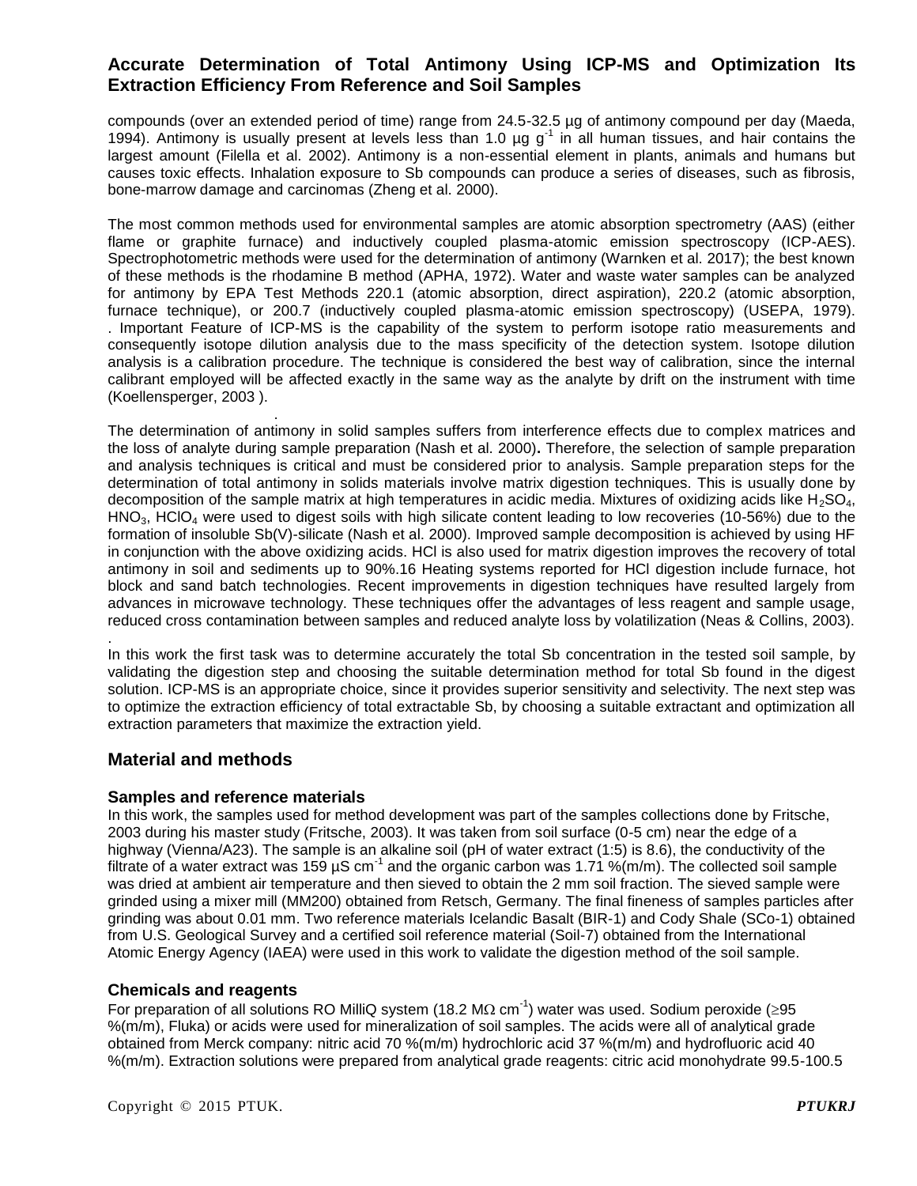compounds (over an extended period of time) range from 24.5-32.5 µg of antimony compound per day (Maeda, 1994). Antimony is usually present at levels less than 1.0 µg $g^{-1}$ in all human tissues, and hair contains the largest amount (Filella et al. 2002). Antimony is a non-essential element in plants, animals and humans but causes toxic effects. Inhalation exposure to Sb compounds can produce a series of diseases, such as fibrosis, bone-marrow damage and carcinomas (Zheng et al. 2000).

The most common methods used for environmental samples are atomic absorption spectrometry (AAS) (either flame or graphite furnace) and inductively coupled plasma-atomic emission spectroscopy (ICP-AES). Spectrophotometric methods were used for the determination of antimony (Warnken et al. 2017); the best known of these methods is the rhodamine B method (APHA, 1972). Water and waste water samples can be analyzed for antimony by EPA Test Methods 220.1 (atomic absorption, direct aspiration), 220.2 (atomic absorption, furnace technique), or 200.7 (inductively coupled plasma-atomic emission spectroscopy) (USEPA, 1979). . Important Feature of ICP-MS is the capability of the system to perform isotope ratio measurements and consequently isotope dilution analysis due to the mass specificity of the detection system. Isotope dilution analysis is a calibration procedure. The technique is considered the best way of calibration, since the internal calibrant employed will be affected exactly in the same way as the analyte by drift on the instrument with time (Koellensperger, 2003 ).

The determination of antimony in solid samples suffers from interference effects due to complex matrices and the loss of analyte during sample preparation (Nash et al. 2000)**.** Therefore, the selection of sample preparation and analysis techniques is critical and must be considered prior to analysis. Sample preparation steps for the determination of total antimony in solids materials involve matrix digestion techniques. This is usually done by decomposition of the sample matrix at high temperatures in acidic media. Mixtures of oxidizing acids like $H_2SO_4$, $HNO_3$, $HClO_4$ were used to digest soils with high silicate content leading to low recoveries (10-56%) due to the formation of insoluble Sb(V)-silicate (Nash et al. 2000). Improved sample decomposition is achieved by using HF in conjunction with the above oxidizing acids. HCl is also used for matrix digestion improves the recovery of total antimony in soil and sediments up to 90%.16 Heating systems reported for HCl digestion include furnace, hot block and sand batch technologies. Recent improvements in digestion techniques have resulted largely from advances in microwave technology. These techniques offer the advantages of less reagent and sample usage, reduced cross contamination between samples and reduced analyte loss by volatilization (Neas & Collins, 2003).

In this work the first task was to determine accurately the total Sb concentration in the tested soil sample, by validating the digestion step and choosing the suitable determination method for total Sb found in the digest solution. ICP-MS is an appropriate choice, since it provides superior sensitivity and selectivity. The next step was to optimize the extraction efficiency of total extractable Sb, by choosing a suitable extractant and optimization all extraction parameters that maximize the extraction yield.

## Material and methods

### Samples and reference materials

In this work, the samples used for method development was part of the samples collections done by Fritsche, 2003 during his master study (Fritsche, 2003). It was taken from soil surface (0-5 cm) near the edge of a highway (Vienna/A23). The sample is an alkaline soil (pH of water extract (1:5) is 8.6), the conductivity of the filtrate of a water extract was 159 µS $cm^{-1}$ and the organic carbon was 1.71 %(m/m). The collected soil sample was dried at ambient air temperature and then sieved to obtain the 2 mm soil fraction. The sieved sample were grinded using a mixer mill (MM200) obtained from Retsch, Germany. The final fineness of samples particles after grinding was about 0.01 mm. Two reference materials Icelandic Basalt (BIR-1) and Cody Shale (SCo-1) obtained from U.S. Geological Survey and a certified soil reference material (Soil-7) obtained from the International Atomic Energy Agency (IAEA) were used in this work to validate the digestion method of the soil sample.

### Chemicals and reagents

For preparation of all solutions RO MilliQ system (18.2 MΩ $cm^{-1}$) water was used. Sodium peroxide (≥95 %(m/m), Fluka) or acids were used for mineralization of soil samples. The acids were all of analytical grade obtained from Merck company: nitric acid 70 %(m/m) hydrochloric acid 37 %(m/m) and hydrofluoric acid 40 %(m/m). Extraction solutions were prepared from analytical grade reagents: citric acid monohydrate 99.5-100.5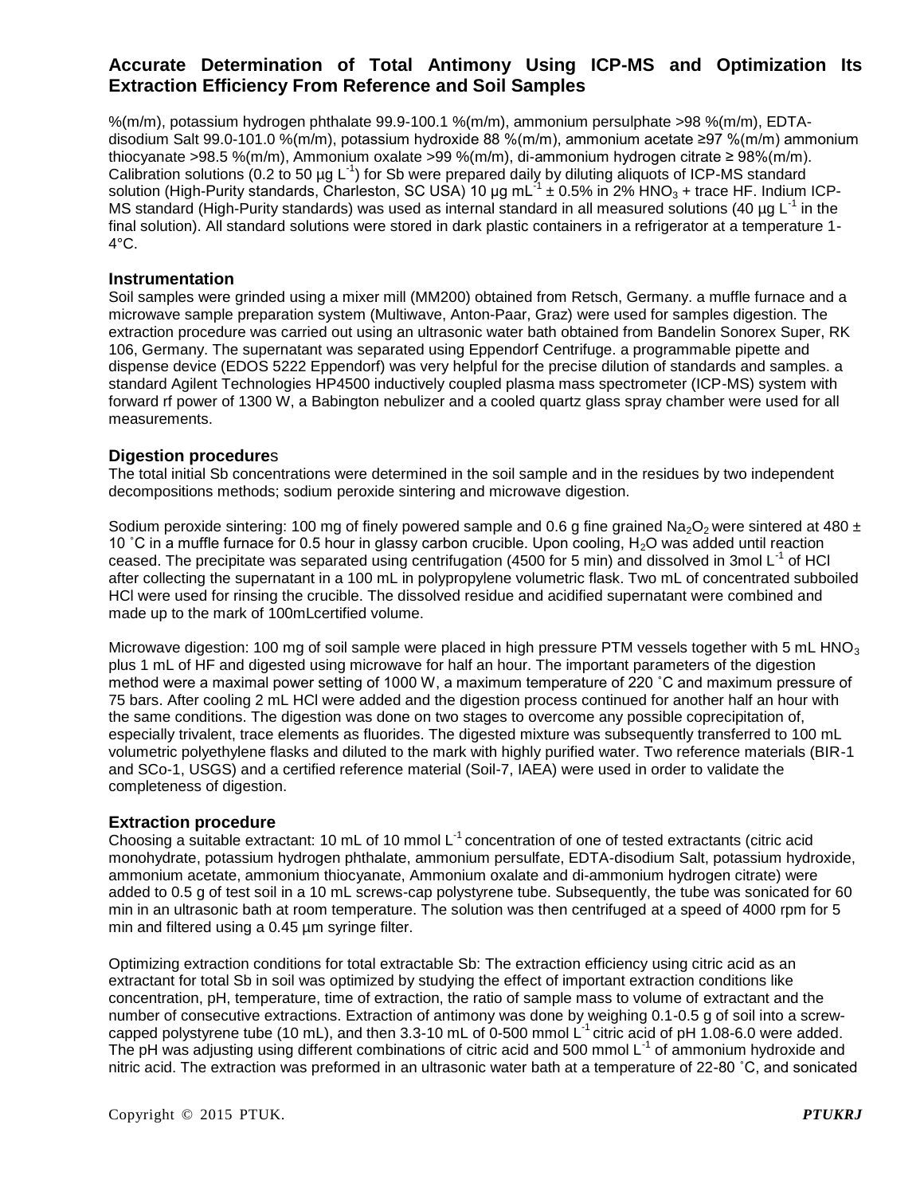%(m/m), potassium hydrogen phthalate 99.9-100.1 %(m/m), ammonium persulphate >98 %(m/m), EDTA-disodium Salt 99.0-101.0 %(m/m), potassium hydroxide 88 %(m/m), ammonium acetate ≥97 %(m/m) ammonium thiocyanate >98.5 %(m/m), Ammonium oxalate >99 %(m/m), di-ammonium hydrogen citrate ≥ 98%(m/m). Calibration solutions (0.2 to 50 µg $L^{-1}$) for Sb were prepared daily by diluting aliquots of ICP-MS standard solution (High-Purity standards, Charleston, SC USA) 10 µg $mL^{-1}$ ± 0.5% in 2% $HNO_3$ + trace HF. Indium ICP-MS standard (High-Purity standards) was used as internal standard in all measured solutions (40 µg $L^{-1}$ in the final solution). All standard solutions were stored in dark plastic containers in a refrigerator at a temperature 1-4°C.

### Instrumentation

Soil samples were grinded using a mixer mill (MM200) obtained from Retsch, Germany. a muffle furnace and a microwave sample preparation system (Multiwave, Anton-Paar, Graz) were used for samples digestion. The extraction procedure was carried out using an ultrasonic water bath obtained from Bandelin Sonorex Super, RK 106, Germany. The supernatant was separated using Eppendorf Centrifuge. a programmable pipette and dispense device (EDOS 5222 Eppendorf) was very helpful for the precise dilution of standards and samples. a standard Agilent Technologies HP4500 inductively coupled plasma mass spectrometer (ICP-MS) system with forward rf power of 1300 W, a Babington nebulizer and a cooled quartz glass spray chamber were used for all measurements.

### Digestion procedures

The total initial Sb concentrations were determined in the soil sample and in the residues by two independent decompositions methods; sodium peroxide sintering and microwave digestion.

Sodium peroxide sintering: 100 mg of finely powered sample and 0.6 g fine grained $Na_2O_2$ were sintered at 480 ± 10 ˚C in a muffle furnace for 0.5 hour in glassy carbon crucible. Upon cooling, $H_2O$ was added until reaction ceased. The precipitate was separated using centrifugation (4500 for 5 min) and dissolved in 3mol $L^{-1}$ of HCl after collecting the supernatant in a 100 mL in polypropylene volumetric flask. Two mL of concentrated subboiled HCl were used for rinsing the crucible. The dissolved residue and acidified supernatant were combined and made up to the mark of 100mLcertified volume.

Microwave digestion: 100 mg of soil sample were placed in high pressure PTM vessels together with 5 mL $HNO_3$ plus 1 mL of HF and digested using microwave for half an hour. The important parameters of the digestion method were a maximal power setting of 1000 W, a maximum temperature of 220 ˚C and maximum pressure of 75 bars. After cooling 2 mL HCl were added and the digestion process continued for another half an hour with the same conditions. The digestion was done on two stages to overcome any possible coprecipitation of, especially trivalent, trace elements as fluorides. The digested mixture was subsequently transferred to 100 mL volumetric polyethylene flasks and diluted to the mark with highly purified water. Two reference materials (BIR-1 and SCo-1, USGS) and a certified reference material (Soil-7, IAEA) were used in order to validate the completeness of digestion.

### Extraction procedure

Choosing a suitable extractant: 10 mL of 10 mmol $L^{-1}$ concentration of one of tested extractants (citric acid monohydrate, potassium hydrogen phthalate, ammonium persulfate, EDTA-disodium Salt, potassium hydroxide, ammonium acetate, ammonium thiocyanate, Ammonium oxalate and di-ammonium hydrogen citrate) were added to 0.5 g of test soil in a 10 mL screws-cap polystyrene tube. Subsequently, the tube was sonicated for 60 min in an ultrasonic bath at room temperature. The solution was then centrifuged at a speed of 4000 rpm for 5 min and filtered using a 0.45 µm syringe filter.

Optimizing extraction conditions for total extractable Sb: The extraction efficiency using citric acid as an extractant for total Sb in soil was optimized by studying the effect of important extraction conditions like concentration, pH, temperature, time of extraction, the ratio of sample mass to volume of extractant and the number of consecutive extractions. Extraction of antimony was done by weighing 0.1-0.5 g of soil into a screw-capped polystyrene tube (10 mL), and then 3.3-10 mL of 0-500 mmol $L^{-1}$ citric acid of pH 1.08-6.0 were added. The pH was adjusting using different combinations of citric acid and 500 mmol $L^{-1}$ of ammonium hydroxide and nitric acid. The extraction was preformed in an ultrasonic water bath at a temperature of 22-80 ˚C, and sonicated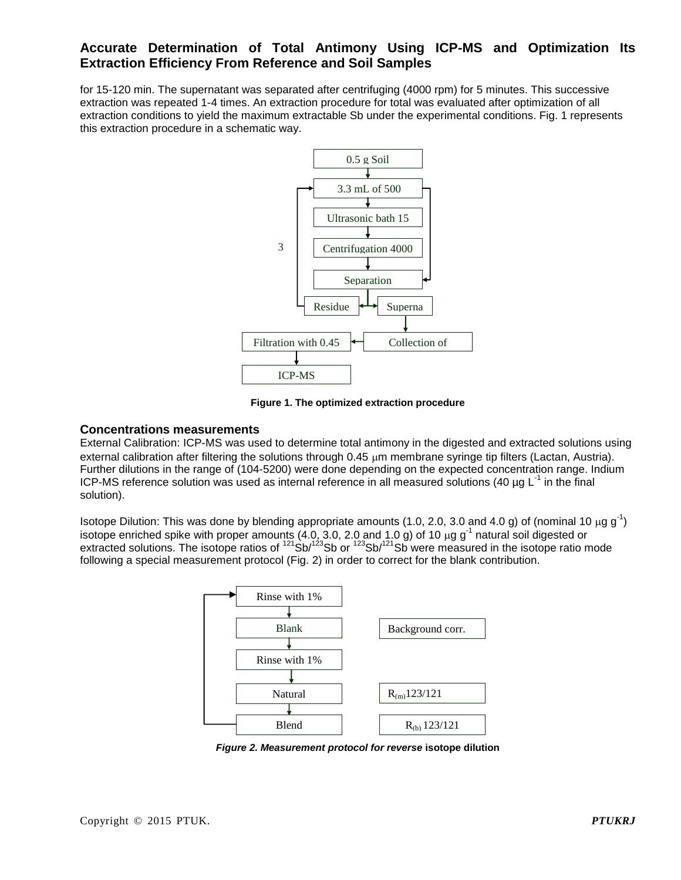for 15-120 min. The supernatant was separated after centrifuging (4000 rpm) for 5 minutes. This successive extraction was repeated 1-4 times. An extraction procedure for total was evaluated after optimization of all extraction conditions to yield the maximum extractable Sb under the experimental conditions. Fig. 1 represents this extraction procedure in a schematic way.

0.5 g Soil

3.3 mL of 500

Ultrasonic bath 15

3

Centrifugation 4000

Separation

Residue

Superna

Filtration with 0.45

Collection of

ICP-MS

**Figure 1. The optimized extraction procedure**

### Concentrations measurements

External Calibration: ICP-MS was used to determine total antimony in the digested and extracted solutions using external calibration after filtering the solutions through 0.45 μm membrane syringe tip filters (Lactan, Austria). Further dilutions in the range of (104-5200) were done depending on the expected concentration range. Indium ICP-MS reference solution was used as internal reference in all measured solutions (40 µg $L^{-1}$ in the final solution).

Isotope Dilution: This was done by blending appropriate amounts (1.0, 2.0, 3.0 and 4.0 g) of (nominal 10 μg $g^{-1}$) isotope enriched spike with proper amounts (4.0, 3.0, 2.0 and 1.0 g) of 10 μg $g^{-1}$ natural soil digested or extracted solutions. The isotope ratios of $^{121}Sb/^{123}Sb$ or $^{123}Sb/^{121}Sb$ were measured in the isotope ratio mode following a special measurement protocol (Fig. 2) in order to correct for the blank contribution.

Rinse with 1%

Blank — Background corr.

Rinse with 1%

Natural — $R_{(m)}$123/121

Blend — $R_{(b)}$ 123/121

***Figure 2. Measurement protocol for reverse* isotope dilution**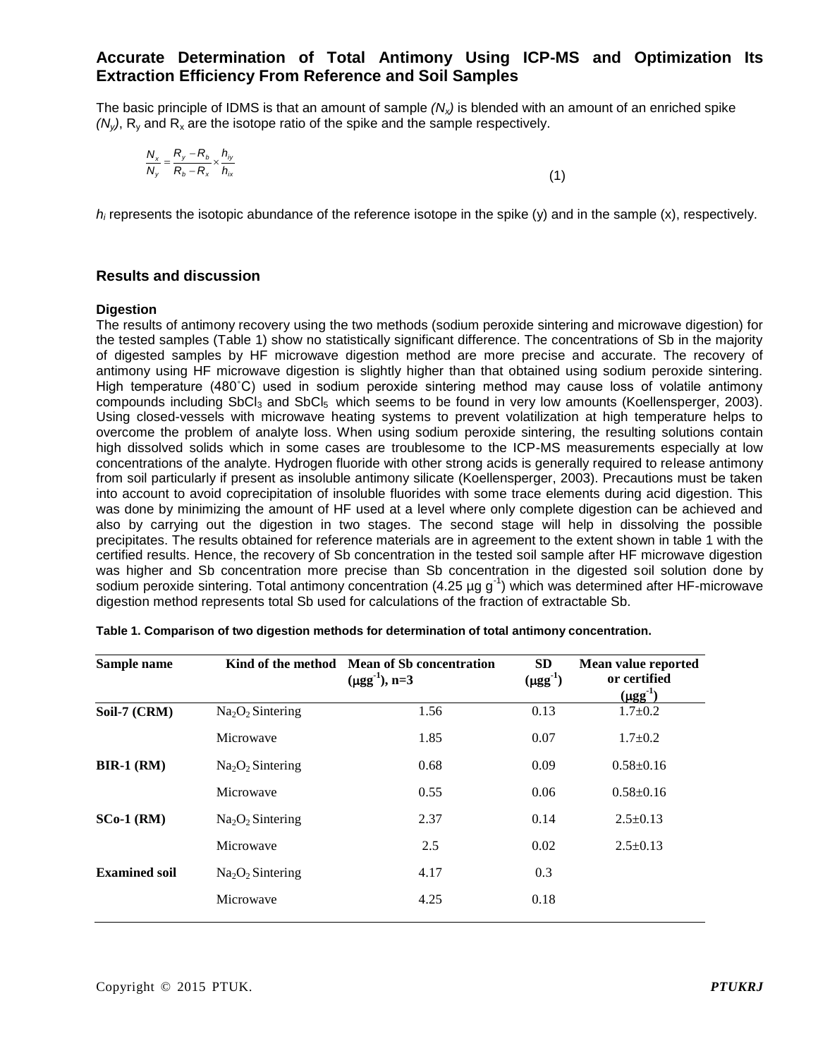# Accurate Determination of Total Antimony Using ICP-MS and Optimization Its Extraction Efficiency From Reference and Soil Samples

The basic principle of IDMS is that an amount of sample *($N_x$)* is blended with an amount of an enriched spike *($N_y$)*, $R_y$ and $R_x$ are the isotope ratio of the spike and the sample respectively.

$$\frac{N_x}{N_y} = \frac{R_y - R_b}{R_b - R_x} \times \frac{h_{iy}}{h_{ix}} \tag{1}$$

$h_i$ represents the isotopic abundance of the reference isotope in the spike (y) and in the sample (x), respectively.

## Results and discussion

### Digestion

The results of antimony recovery using the two methods (sodium peroxide sintering and microwave digestion) for the tested samples (Table 1) show no statistically significant difference. The concentrations of Sb in the majority of digested samples by HF microwave digestion method are more precise and accurate. The recovery of antimony using HF microwave digestion is slightly higher than that obtained using sodium peroxide sintering. High temperature (480˚C) used in sodium peroxide sintering method may cause loss of volatile antimony compounds including $SbCl_3$ and $SbCl_5$ which seems to be found in very low amounts (Koellensperger, 2003). Using closed-vessels with microwave heating systems to prevent volatilization at high temperature helps to overcome the problem of analyte loss. When using sodium peroxide sintering, the resulting solutions contain high dissolved solids which in some cases are troublesome to the ICP-MS measurements especially at low concentrations of the analyte. Hydrogen fluoride with other strong acids is generally required to release antimony from soil particularly if present as insoluble antimony silicate (Koellensperger, 2003). Precautions must be taken into account to avoid coprecipitation of insoluble fluorides with some trace elements during acid digestion. This was done by minimizing the amount of HF used at a level where only complete digestion can be achieved and also by carrying out the digestion in two stages. The second stage will help in dissolving the possible precipitates. The results obtained for reference materials are in agreement to the extent shown in table 1 with the certified results. Hence, the recovery of Sb concentration in the tested soil sample after HF microwave digestion was higher and Sb concentration more precise than Sb concentration in the digested soil solution done by sodium peroxide sintering. Total antimony concentration (4.25 µg $g^{-1}$) which was determined after HF-microwave digestion method represents total Sb used for calculations of the fraction of extractable Sb.

**Table 1. Comparison of two digestion methods for determination of total antimony concentration.**

| Sample name | Kind of the method | Mean of Sb concentration (µg$g^{-1}$), n=3 | SD (µg$g^{-1}$) | Mean value reported or certified (µg$g^{-1}$) |
|---|---|---|---|---|
| **Soil-7 (CRM)** | $Na_2O_2$ Sintering | 1.56 | 0.13 | 1.7±0.2 |
| | Microwave | 1.85 | 0.07 | 1.7±0.2 |
| **BIR-1 (RM)** | $Na_2O_2$ Sintering | 0.68 | 0.09 | 0.58±0.16 |
| | Microwave | 0.55 | 0.06 | 0.58±0.16 |
| **SCo-1 (RM)** | $Na_2O_2$ Sintering | 2.37 | 0.14 | 2.5±0.13 |
| | Microwave | 2.5 | 0.02 | 2.5±0.13 |
| **Examined soil** | $Na_2O_2$ Sintering | 4.17 | 0.3 | |
| | Microwave | 4.25 | 0.18 | |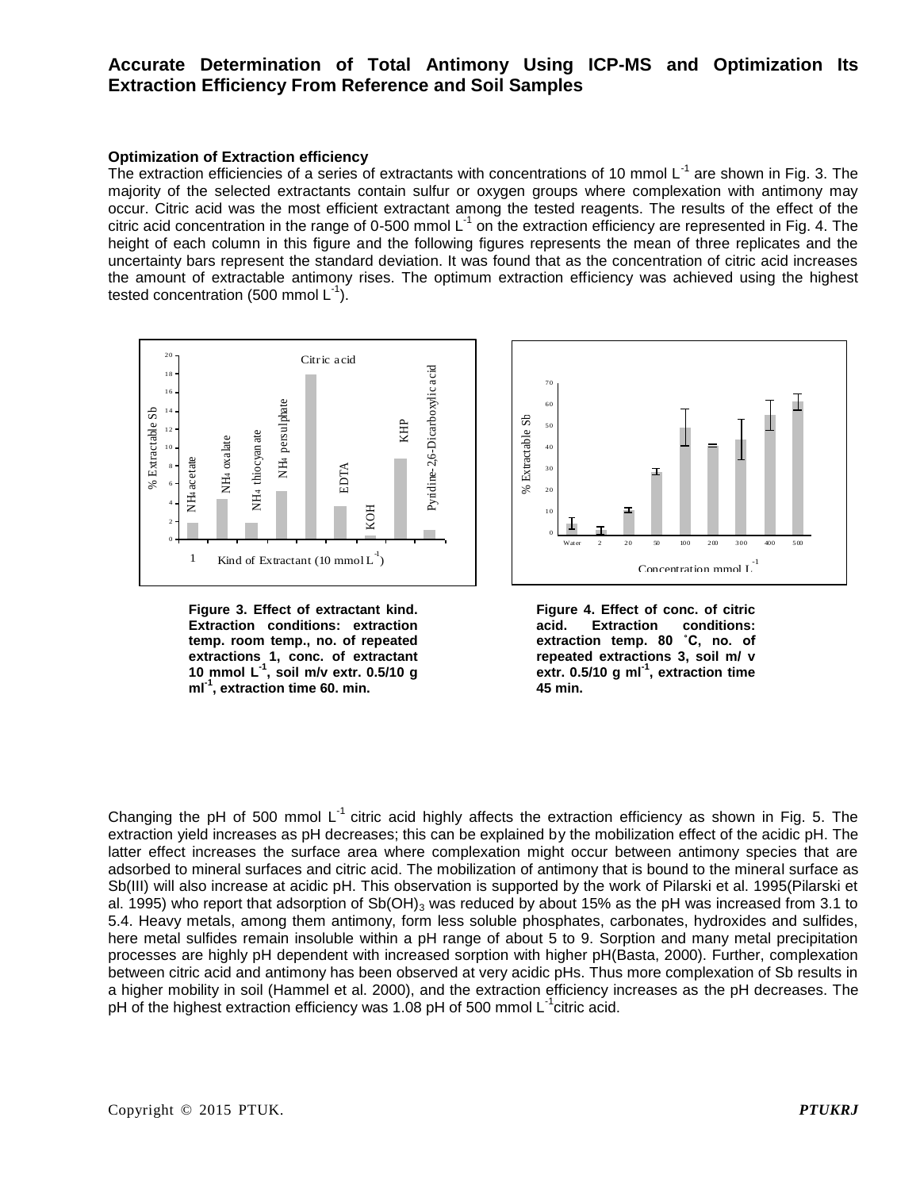### Optimization of Extraction efficiency

The extraction efficiencies of a series of extractants with concentrations of 10 mmol $L^{-1}$ are shown in Fig. 3. The majority of the selected extractants contain sulfur or oxygen groups where complexation with antimony may occur. Citric acid was the most efficient extractant among the tested reagents. The results of the effect of the citric acid concentration in the range of 0-500 mmol $L^{-1}$ on the extraction efficiency are represented in Fig. 4. The height of each column in this figure and the following figures represents the mean of three replicates and the uncertainty bars represent the standard deviation. It was found that as the concentration of citric acid increases the amount of extractable antimony rises. The optimum extraction efficiency was achieved using the highest tested concentration (500 mmol $L^{-1}$).

**Figure 3. Effect of extractant kind. Extraction conditions: extraction temp. room temp., no. of repeated extractions 1, conc. of extractant 10 mmol $L^{-1}$, soil m/v extr. 0.5/10 g $ml^{-1}$, extraction time 60. min.**

**Figure 4. Effect of conc. of citric acid. Extraction conditions: extraction temp. 80 ˚C, no. of repeated extractions 3, soil m/ v extr. 0.5/10 g $ml^{-1}$, extraction time 45 min.**

Changing the pH of 500 mmol $L^{-1}$ citric acid highly affects the extraction efficiency as shown in Fig. 5. The extraction yield increases as pH decreases; this can be explained by the mobilization effect of the acidic pH. The latter effect increases the surface area where complexation might occur between antimony species that are adsorbed to mineral surfaces and citric acid. The mobilization of antimony that is bound to the mineral surface as Sb(III) will also increase at acidic pH. This observation is supported by the work of Pilarski et al. 1995(Pilarski et al. 1995) who report that adsorption of $Sb(OH)_3$ was reduced by about 15% as the pH was increased from 3.1 to 5.4. Heavy metals, among them antimony, form less soluble phosphates, carbonates, hydroxides and sulfides, here metal sulfides remain insoluble within a pH range of about 5 to 9. Sorption and many metal precipitation processes are highly pH dependent with increased sorption with higher pH(Basta, 2000). Further, complexation between citric acid and antimony has been observed at very acidic pHs. Thus more complexation of Sb results in a higher mobility in soil (Hammel et al. 2000), and the extraction efficiency increases as the pH decreases. The pH of the highest extraction efficiency was 1.08 pH of 500 mmol $L^{-1}$citric acid.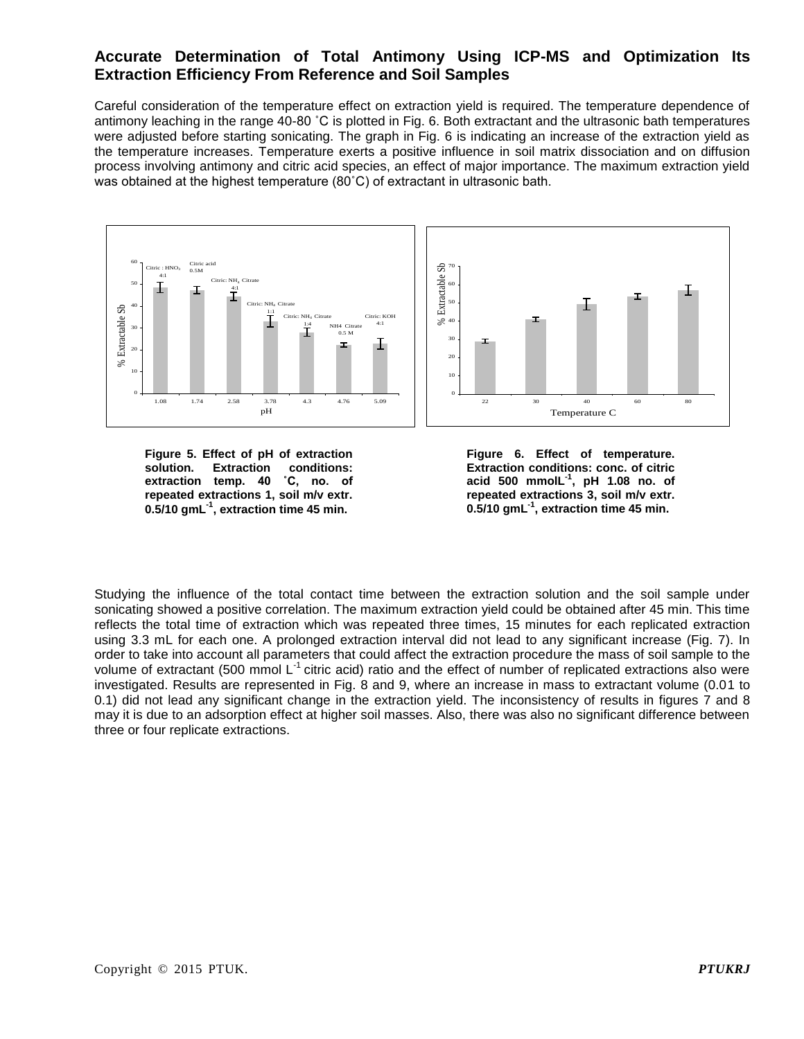## Accurate Determination of Total Antimony Using ICP-MS and Optimization Its Extraction Efficiency From Reference and Soil Samples

Careful consideration of the temperature effect on extraction yield is required. The temperature dependence of antimony leaching in the range 40-80 ˚C is plotted in Fig. 6. Both extractant and the ultrasonic bath temperatures were adjusted before starting sonicating. The graph in Fig. 6 is indicating an increase of the extraction yield as the temperature increases. Temperature exerts a positive influence in soil matrix dissociation and on diffusion process involving antimony and citric acid species, an effect of major importance. The maximum extraction yield was obtained at the highest temperature (80˚C) of extractant in ultrasonic bath.

**Figure 5. Effect of pH of extraction solution. Extraction conditions: extraction temp. 40 ˚C, no. of repeated extractions 1, soil m/v extr. 0.5/10 gmL$^{-1}$, extraction time 45 min.**

**Figure 6. Effect of temperature. Extraction conditions: conc. of citric acid 500 mmolL$^{-1}$, pH 1.08 no. of repeated extractions 3, soil m/v extr. 0.5/10 gmL$^{-1}$, extraction time 45 min.**

Studying the influence of the total contact time between the extraction solution and the soil sample under sonicating showed a positive correlation. The maximum extraction yield could be obtained after 45 min. This time reflects the total time of extraction which was repeated three times, 15 minutes for each replicated extraction using 3.3 mL for each one. A prolonged extraction interval did not lead to any significant increase (Fig. 7). In order to take into account all parameters that could affect the extraction procedure the mass of soil sample to the volume of extractant (500 mmol L$^{-1}$ citric acid) ratio and the effect of number of replicated extractions also were investigated. Results are represented in Fig. 8 and 9, where an increase in mass to extractant volume (0.01 to 0.1) did not lead any significant change in the extraction yield. The inconsistency of results in figures 7 and 8 may it is due to an adsorption effect at higher soil masses. Also, there was also no significant difference between three or four replicate extractions.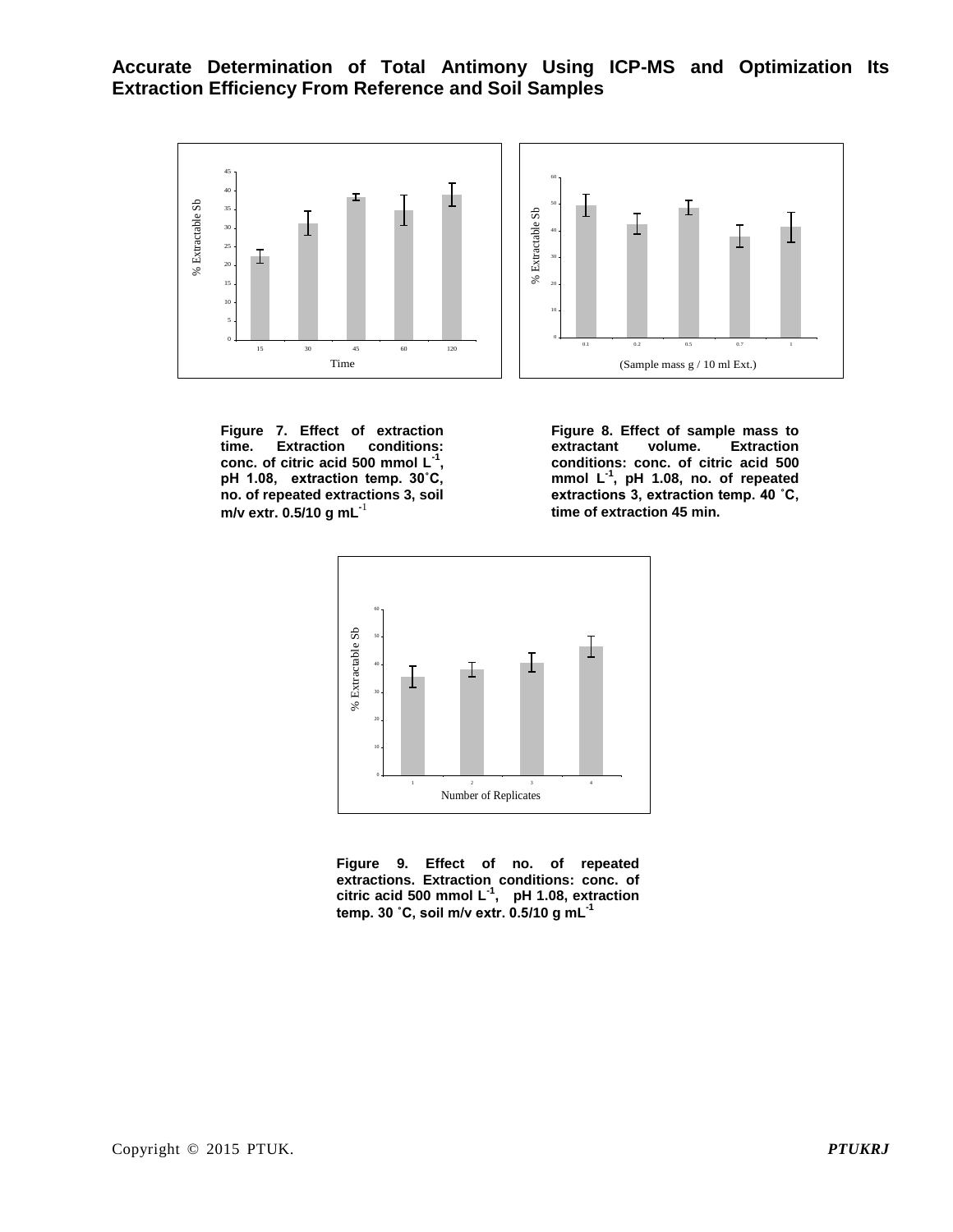Figure 7. Effect of extraction time. Extraction conditions: conc. of citric acid 500 mmol $L^{-1}$, pH 1.08, extraction temp. 30 ˚C, no. of repeated extractions 3, soil m/v extr. 0.5/10 g $mL^{-1}$

Figure 8. Effect of sample mass to extractant volume. Extraction conditions: conc. of citric acid 500 mmol $L^{-1}$, pH 1.08, no. of repeated extractions 3, extraction temp. 40 ˚C, time of extraction 45 min.

Figure 9. Effect of no. of repeated extractions. Extraction conditions: conc. of citric acid 500 mmol $L^{-1}$, pH 1.08, extraction temp. 30 ˚C, soil m/v extr. 0.5/10 g $mL^{-1}$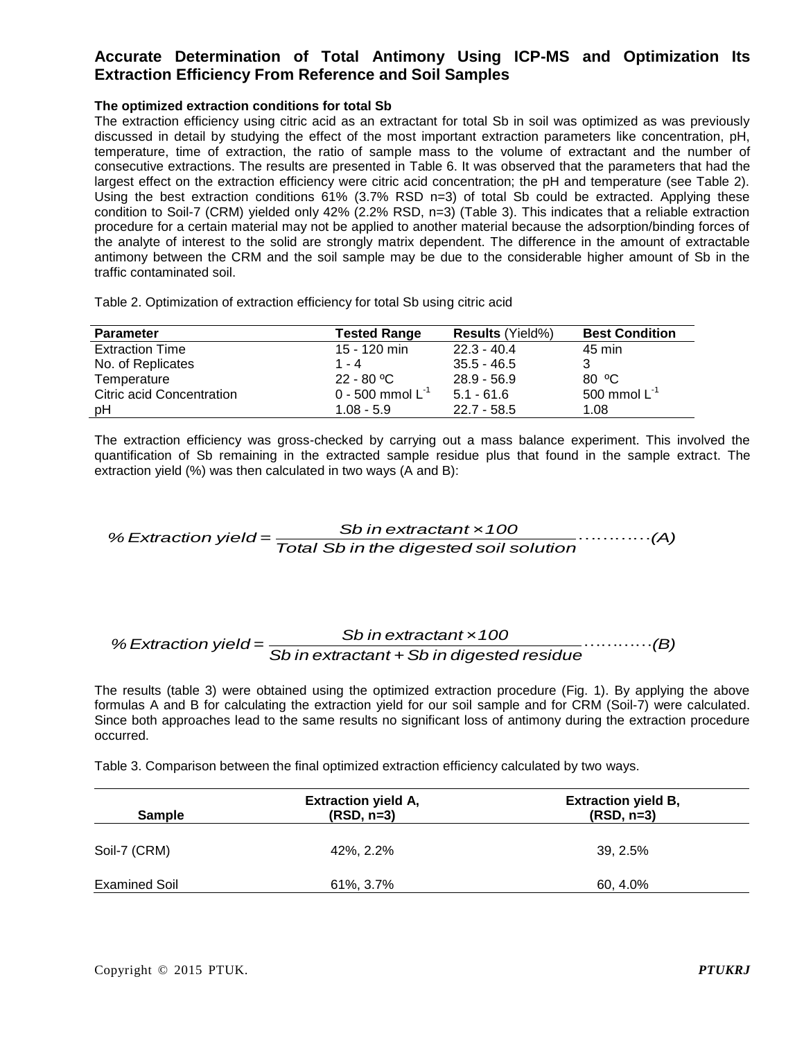## Accurate Determination of Total Antimony Using ICP-MS and Optimization Its Extraction Efficiency From Reference and Soil Samples

**The optimized extraction conditions for total Sb**

The extraction efficiency using citric acid as an extractant for total Sb in soil was optimized as was previously discussed in detail by studying the effect of the most important extraction parameters like concentration, pH, temperature, time of extraction, the ratio of sample mass to the volume of extractant and the number of consecutive extractions. The results are presented in Table 6. It was observed that the parameters that had the largest effect on the extraction efficiency were citric acid concentration; the pH and temperature (see Table 2). Using the best extraction conditions 61% (3.7% RSD n=3) of total Sb could be extracted. Applying these condition to Soil-7 (CRM) yielded only 42% (2.2% RSD, n=3) (Table 3). This indicates that a reliable extraction procedure for a certain material may not be applied to another material because the adsorption/binding forces of the analyte of interest to the solid are strongly matrix dependent. The difference in the amount of extractable antimony between the CRM and the soil sample may be due to the considerable higher amount of Sb in the traffic contaminated soil.

Table 2. Optimization of extraction efficiency for total Sb using citric acid

| Parameter | Tested Range | **Results** (Yield%) | Best Condition |
|---|---|---|---|
| Extraction Time | 15 - 120 min | 22.3 - 40.4 | 45 min |
| No. of Replicates | 1 - 4 | 35.5 - 46.5 | 3 |
| Temperature | 22 - 80 ºC | 28.9 - 56.9 | 80 ºC |
| Citric acid Concentration | 0 - 500 mmol $L^{-1}$ | 5.1 - 61.6 | 500 mmol $L^{-1}$ |
| pH | 1.08 - 5.9 | 22.7 - 58.5 | 1.08 |

The extraction efficiency was gross-checked by carrying out a mass balance experiment. This involved the quantification of Sb remaining in the extracted sample residue plus that found in the sample extract. The extraction yield (%) was then calculated in two ways (A and B):

$$\%\,Extraction\ yield = \frac{Sb\ in\ extractant \times 100}{Total\ Sb\ in\ the\ digested\ soil\ solution} \cdots\cdots\cdots\cdots (A)$$

$$\%\,Extraction\ yield = \frac{Sb\ in\ extractant \times 100}{Sb\ in\ extractant + Sb\ in\ digested\ residue} \cdots\cdots\cdots\cdots (B)$$

The results (table 3) were obtained using the optimized extraction procedure (Fig. 1). By applying the above formulas A and B for calculating the extraction yield for our soil sample and for CRM (Soil-7) were calculated. Since both approaches lead to the same results no significant loss of antimony during the extraction procedure occurred.

Table 3. Comparison between the final optimized extraction efficiency calculated by two ways.

| Sample | Extraction yield A, (RSD, n=3) | Extraction yield B, (RSD, n=3) |
|---|---|---|
| Soil-7 (CRM) | 42%, 2.2% | 39, 2.5% |
| Examined Soil | 61%, 3.7% | 60, 4.0% |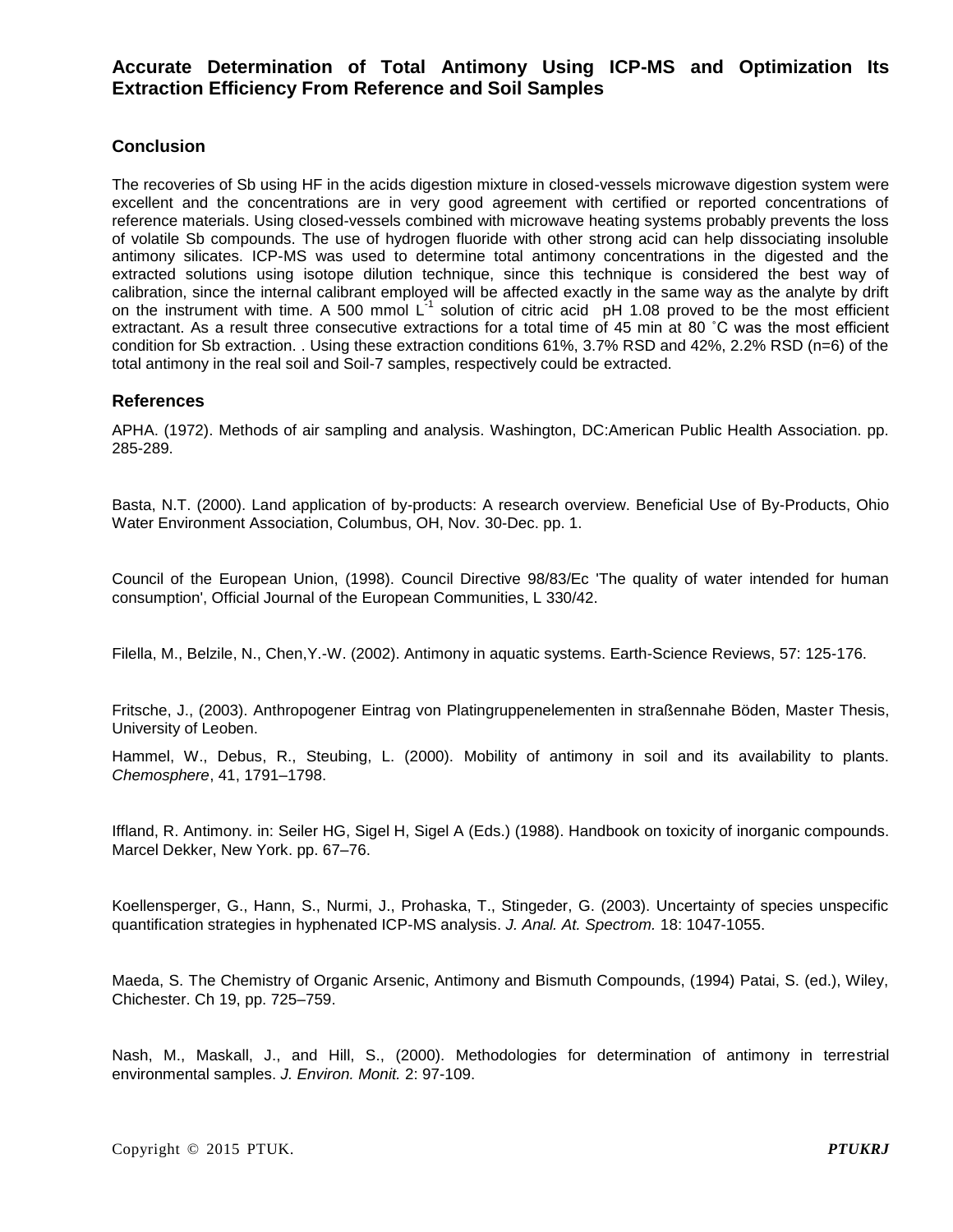## Conclusion

The recoveries of Sb using HF in the acids digestion mixture in closed-vessels microwave digestion system were excellent and the concentrations are in very good agreement with certified or reported concentrations of reference materials. Using closed-vessels combined with microwave heating systems probably prevents the loss of volatile Sb compounds. The use of hydrogen fluoride with other strong acid can help dissociating insoluble antimony silicates. ICP-MS was used to determine total antimony concentrations in the digested and the extracted solutions using isotope dilution technique, since this technique is considered the best way of calibration, since the internal calibrant employed will be affected exactly in the same way as the analyte by drift on the instrument with time. A 500 mmol $L^{-1}$ solution of citric acid pH 1.08 proved to be the most efficient extractant. As a result three consecutive extractions for a total time of 45 min at 80 ˚C was the most efficient condition for Sb extraction. . Using these extraction conditions 61%, 3.7% RSD and 42%, 2.2% RSD (n=6) of the total antimony in the real soil and Soil-7 samples, respectively could be extracted.

## References

APHA. (1972). Methods of air sampling and analysis. Washington, DC:American Public Health Association. pp. 285-289.

Basta, N.T. (2000). Land application of by-products: A research overview. Beneficial Use of By-Products, Ohio Water Environment Association, Columbus, OH, Nov. 30-Dec. pp. 1.

Council of the European Union, (1998). Council Directive 98/83/Ec 'The quality of water intended for human consumption', Official Journal of the European Communities, L 330/42.

Filella, M., Belzile, N., Chen,Y.-W. (2002). Antimony in aquatic systems. Earth-Science Reviews, 57: 125-176.

Fritsche, J., (2003). Anthropogener Eintrag von Platingruppenelementen in straßennahe Böden, Master Thesis, University of Leoben.

Hammel, W., Debus, R., Steubing, L. (2000). Mobility of antimony in soil and its availability to plants. *Chemosphere*, 41, 1791–1798.

Iffland, R. Antimony. in: Seiler HG, Sigel H, Sigel A (Eds.) (1988). Handbook on toxicity of inorganic compounds. Marcel Dekker, New York. pp. 67–76.

Koellensperger, G., Hann, S., Nurmi, J., Prohaska, T., Stingeder, G. (2003). Uncertainty of species unspecific quantification strategies in hyphenated ICP-MS analysis. *J. Anal. At. Spectrom.* 18: 1047-1055.

Maeda, S. The Chemistry of Organic Arsenic, Antimony and Bismuth Compounds, (1994) Patai, S. (ed.), Wiley, Chichester. Ch 19, pp. 725–759.

Nash, M., Maskall, J., and Hill, S., (2000). Methodologies for determination of antimony in terrestrial environmental samples. *J. Environ. Monit.* 2: 97-109.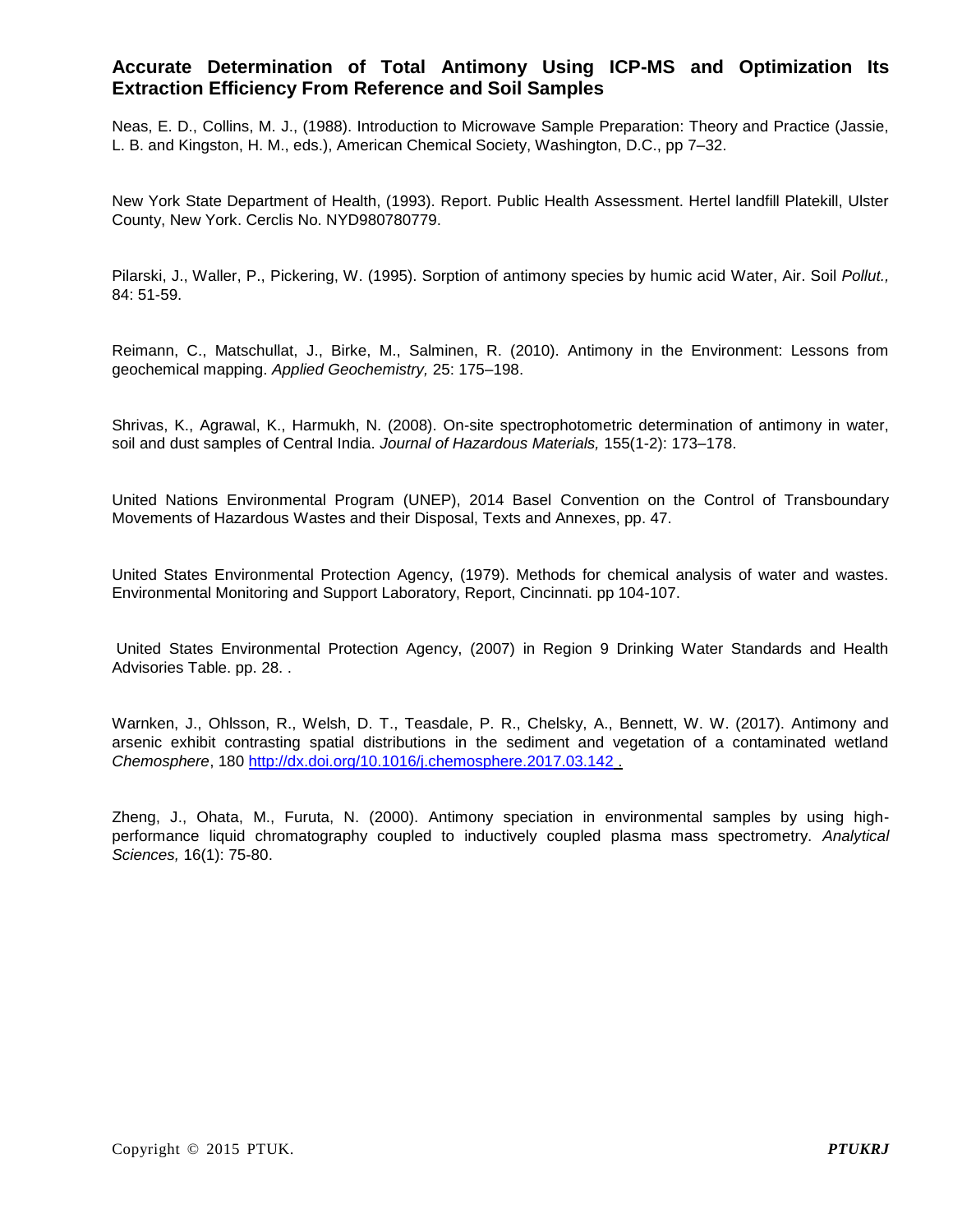Neas, E. D., Collins, M. J., (1988). Introduction to Microwave Sample Preparation: Theory and Practice (Jassie, L. B. and Kingston, H. M., eds.), American Chemical Society, Washington, D.C., pp 7–32.

New York State Department of Health, (1993). Report. Public Health Assessment. Hertel landfill Platekill, Ulster County, New York. Cerclis No. NYD980780779.

Pilarski, J., Waller, P., Pickering, W. (1995). Sorption of antimony species by humic acid Water, Air. Soil *Pollut.,* 84: 51-59.

Reimann, C., Matschullat, J., Birke, M., Salminen, R. (2010). Antimony in the Environment: Lessons from geochemical mapping. *Applied Geochemistry,* 25: 175–198.

Shrivas, K., Agrawal, K., Harmukh, N. (2008). On-site spectrophotometric determination of antimony in water, soil and dust samples of Central India. *Journal of Hazardous Materials,* 155(1-2): 173–178.

United Nations Environmental Program (UNEP), 2014 Basel Convention on the Control of Transboundary Movements of Hazardous Wastes and their Disposal, Texts and Annexes, pp. 47.

United States Environmental Protection Agency, (1979). Methods for chemical analysis of water and wastes. Environmental Monitoring and Support Laboratory, Report, Cincinnati. pp 104-107.

United States Environmental Protection Agency, (2007) in Region 9 Drinking Water Standards and Health Advisories Table. pp. 28. .

Warnken, J., Ohlsson, R., Welsh, D. T., Teasdale, P. R., Chelsky, A., Bennett, W. W. (2017). Antimony and arsenic exhibit contrasting spatial distributions in the sediment and vegetation of a contaminated wetland *Chemosphere*, 180 http://dx.doi.org/10.1016/j.chemosphere.2017.03.142 .

Zheng, J., Ohata, M., Furuta, N. (2000). Antimony speciation in environmental samples by using high-performance liquid chromatography coupled to inductively coupled plasma mass spectrometry. *Analytical Sciences,* 16(1): 75-80.